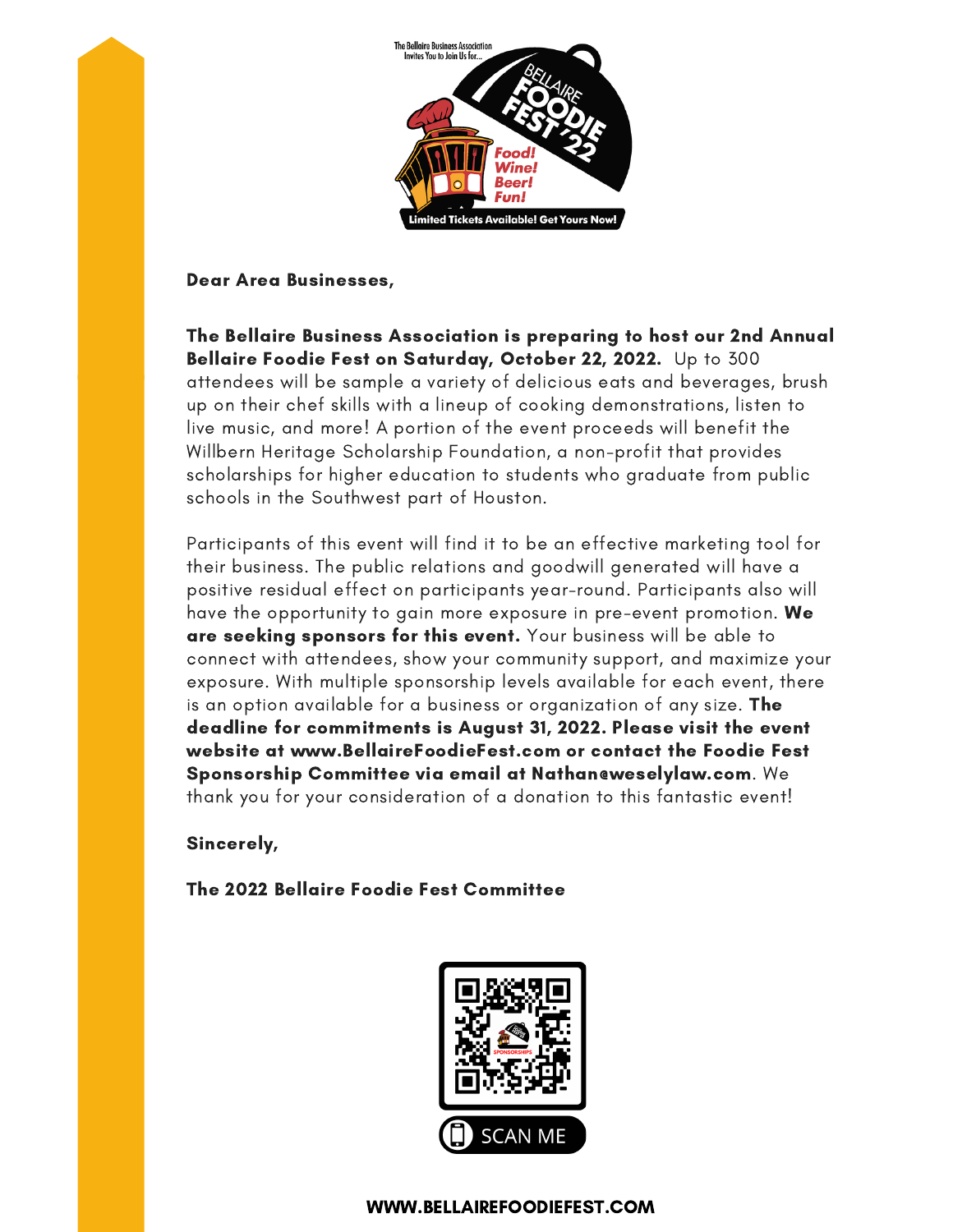The Bellaire Business Association Invites You to Join Us for...

BELLAIRE FOODIE FEST '22

Food! Wine! Beer! Fun!

Limited Tickets Available! Get Yours Now!

**Dear Area Businesses,**

**The Bellaire Business Association is preparing to host our 2nd Annual Bellaire Foodie Fest on Saturday, October 22, 2022.** Up to 300 attendees will be sample a variety of delicious eats and beverages, brush up on their chef skills with a lineup of cooking demonstrations, listen to live music, and more! A portion of the event proceeds will benefit the Willbern Heritage Scholarship Foundation, a non-profit that provides scholarships for higher education to students who graduate from public schools in the Southwest part of Houston.

Participants of this event will find it to be an effective marketing tool for their business. The public relations and goodwill generated will have a positive residual effect on participants year-round. Participants also will have the opportunity to gain more exposure in pre-event promotion. **We are seeking sponsors for this event.** Your business will be able to connect with attendees, show your community support, and maximize your exposure. With multiple sponsorship levels available for each event, there is an option available for a business or organization of any size. **The deadline for commitments is August 31, 2022. Please visit the event website at www.BellaireFoodieFest.com or contact the Foodie Fest Sponsorship Committee via email at Nathan@weselylaw.com**. We thank you for your consideration of a donation to this fantastic event!

**Sincerely,**

**The 2022 Bellaire Foodie Fest Committee**

SCAN ME

**WWW.BELLAIREFOODIEFEST.COM**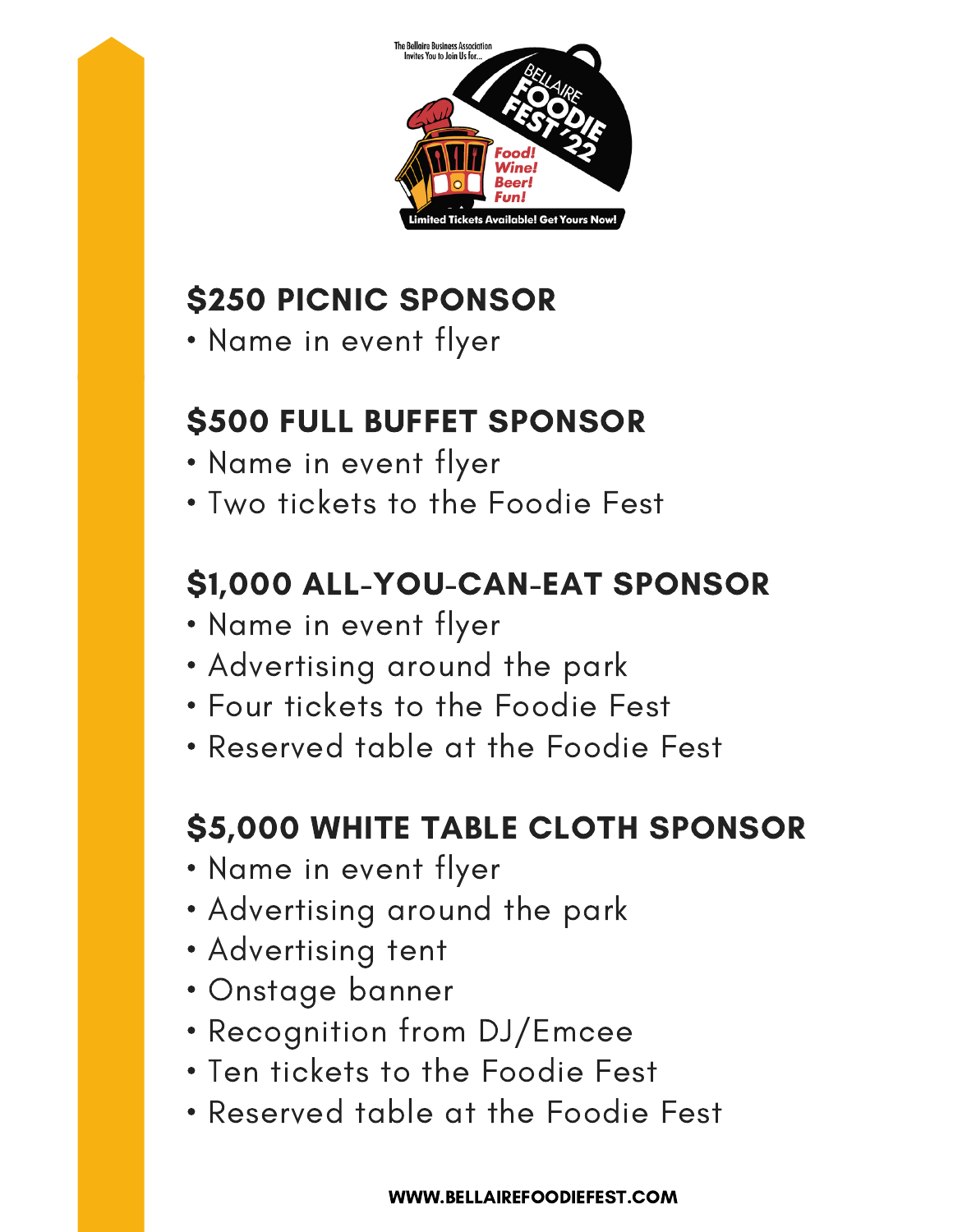The Bellaire Business Association Invites You to Join Us for...

BELLAIRE FOODIE FEST '22

Food! Wine! Beer! Fun!

Limited Tickets Available! Get Yours Now!

## $250 PICNIC SPONSOR

- Name in event flyer

## $500 FULL BUFFET SPONSOR

- Name in event flyer
- Two tickets to the Foodie Fest

## $1,000 ALL-YOU-CAN-EAT SPONSOR

- Name in event flyer
- Advertising around the park
- Four tickets to the Foodie Fest
- Reserved table at the Foodie Fest

## $5,000 WHITE TABLE CLOTH SPONSOR

- Name in event flyer
- Advertising around the park
- Advertising tent
- Onstage banner
- Recognition from DJ/Emcee
- Ten tickets to the Foodie Fest
- Reserved table at the Foodie Fest

**WWW.BELLAIREFOODIEFEST.COM**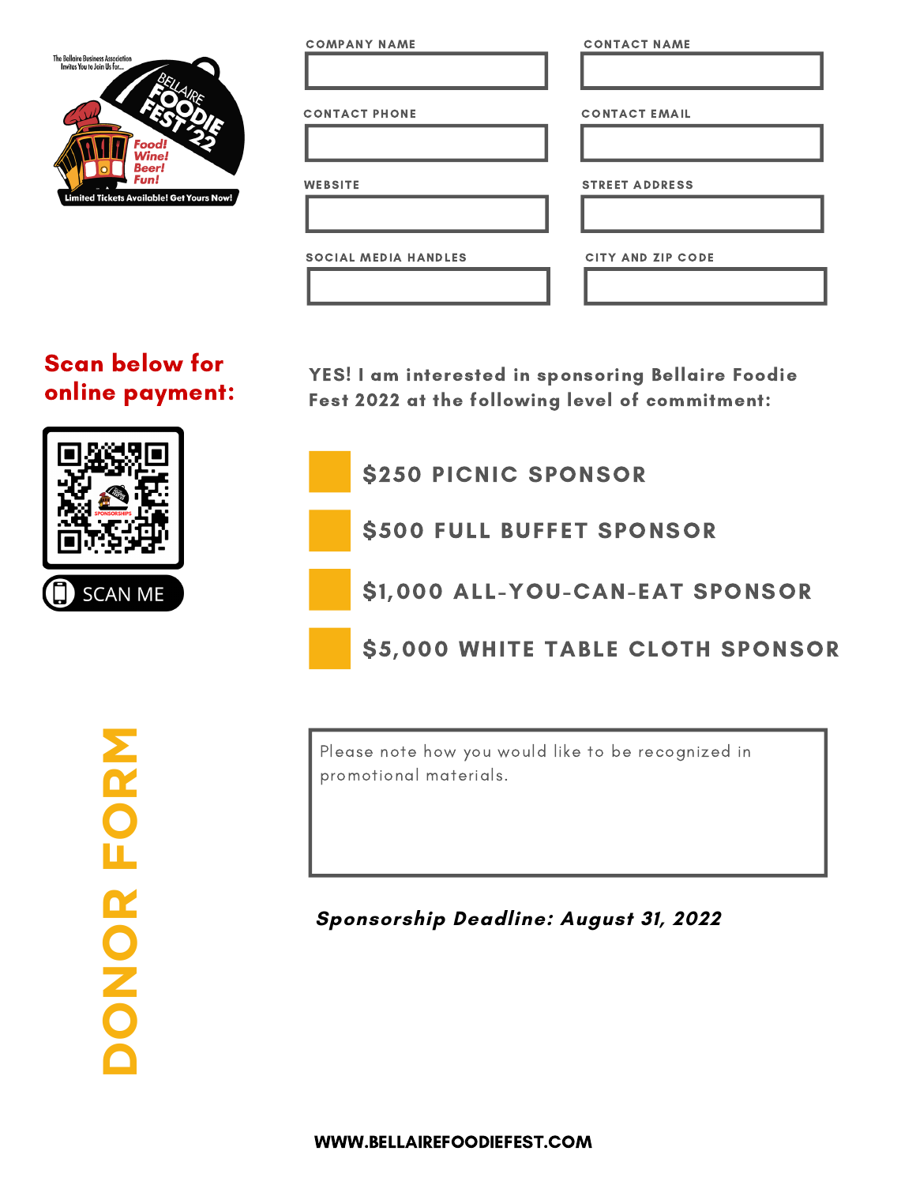# DONOR FORM

The Bellaire Business Association Invites You to Join Us For...

BELLAIRE FOODIE FEST '22

Food! Wine! Beer! Fun!

Limited Tickets Available! Get Yours Now!

COMPANY NAME

CONTACT NAME

CONTACT PHONE

CONTACT EMAIL

WEBSITE

STREET ADDRESS

SOCIAL MEDIA HANDLES

CITY AND ZIP CODE

**Scan below for online payment:**

SCAN ME

**YES! I am interested in sponsoring Bellaire Foodie Fest 2022 at the following level of commitment:**

- **$250 PICNIC SPONSOR**
- **$500 FULL BUFFET SPONSOR**
- **$1,000 ALL-YOU-CAN-EAT SPONSOR**
- **$5,000 WHITE TABLE CLOTH SPONSOR**

Please note how you would like to be recognized in promotional materials.

***Sponsorship Deadline: August 31, 2022***

**WWW.BELLAIREFOODIEFEST.COM**